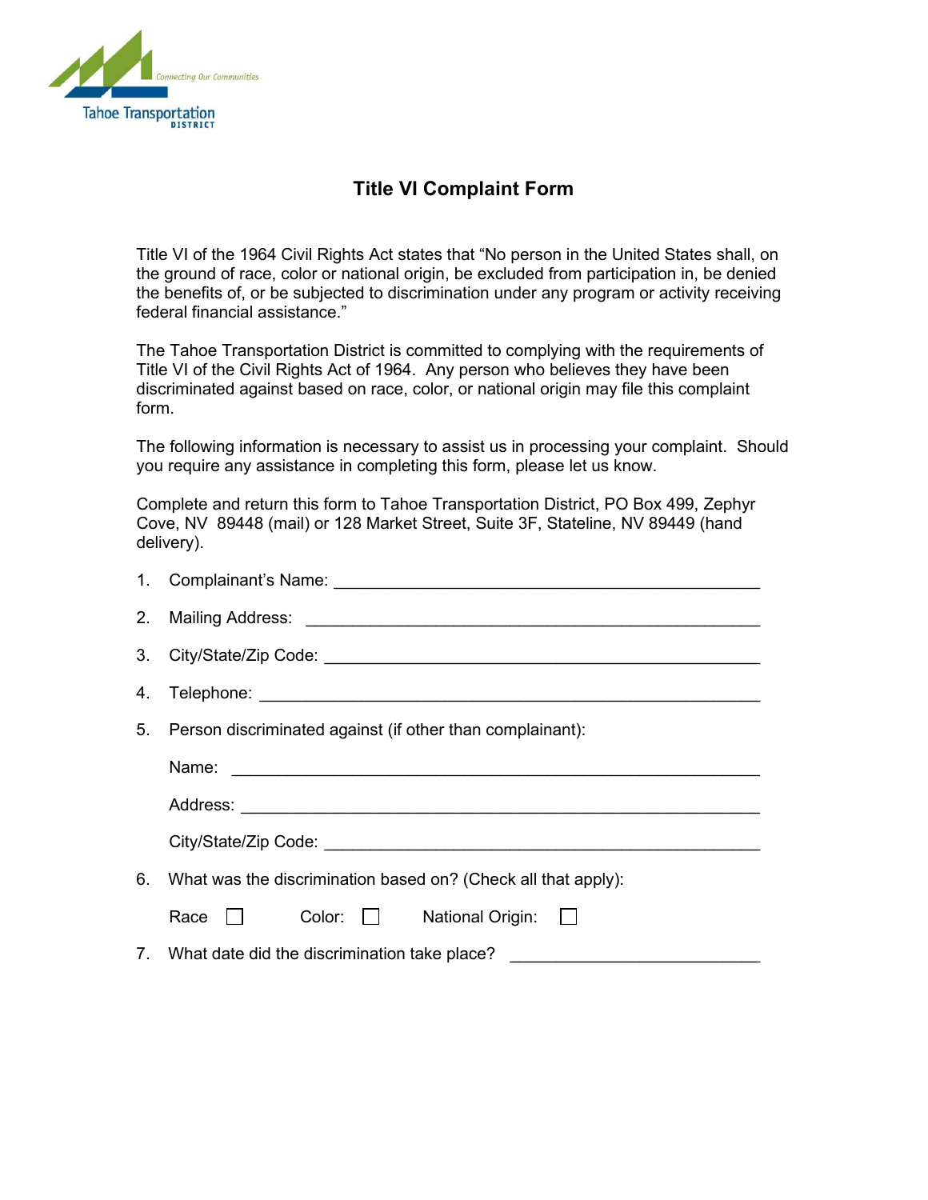Connecting Our Communities

Tahoe Transportation DISTRICT

# Title VI Complaint Form

Title VI of the 1964 Civil Rights Act states that "No person in the United States shall, on the ground of race, color or national origin, be excluded from participation in, be denied the benefits of, or be subjected to discrimination under any program or activity receiving federal financial assistance."

The Tahoe Transportation District is committed to complying with the requirements of Title VI of the Civil Rights Act of 1964. Any person who believes they have been discriminated against based on race, color, or national origin may file this complaint form.

The following information is necessary to assist us in processing your complaint. Should you require any assistance in completing this form, please let us know.

Complete and return this form to Tahoe Transportation District, PO Box 499, Zephyr Cove, NV 89448 (mail) or 128 Market Street, Suite 3F, Stateline, NV 89449 (hand delivery).

1. Complainant's Name: ______________________________________________

2. Mailing Address: ______________________________________________

3. City/State/Zip Code: ______________________________________________

4. Telephone: ______________________________________________

5. Person discriminated against (if other than complainant):

   Name: ______________________________________________

   Address: ______________________________________________

   City/State/Zip Code: ______________________________________________

6. What was the discrimination based on? (Check all that apply):

   Race ☐ Color: ☐ National Origin: ☐

7. What date did the discrimination take place? __________________________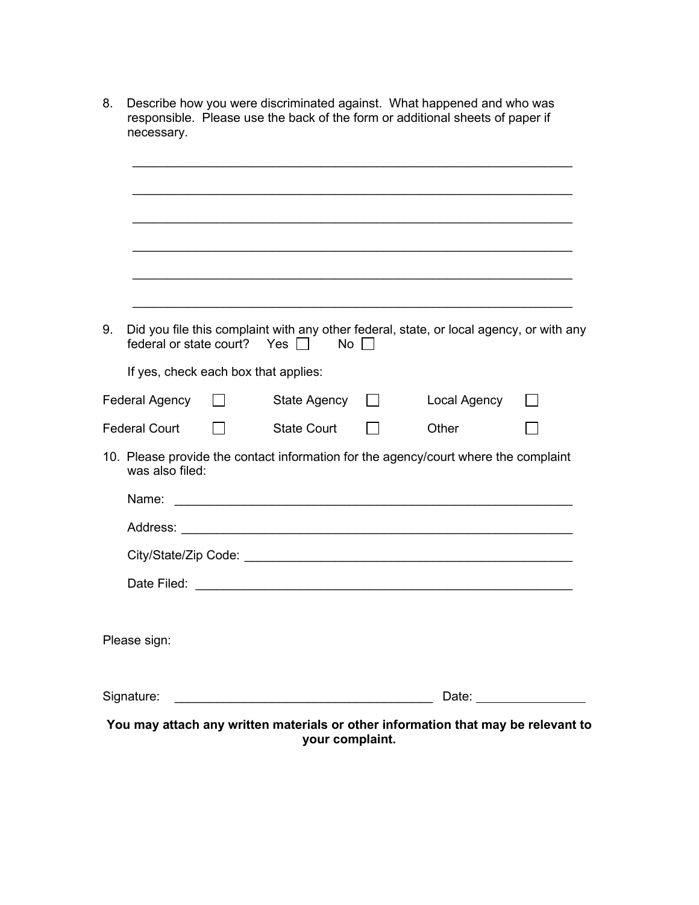8. Describe how you were discriminated against. What happened and who was responsible. Please use the back of the form or additional sheets of paper if necessary.

_______________________________________________________________

_______________________________________________________________

_______________________________________________________________

_______________________________________________________________

_______________________________________________________________

_______________________________________________________________

9. Did you file this complaint with any other federal, state, or local agency, or with any federal or state court? Yes ☐ No ☐

If yes, check each box that applies:

| | | | | | |
|---|---|---|---|---|---|
| Federal Agency | ☐ | State Agency | ☐ | Local Agency | ☐ |
| Federal Court | ☐ | State Court | ☐ | Other | ☐ |

10. Please provide the contact information for the agency/court where the complaint was also filed:

Name: ___________________________________________________________

Address: _________________________________________________________

City/State/Zip Code: ______________________________________________

Date Filed: _______________________________________________________

Please sign:

Signature: _____________________________________ Date: _______________

**You may attach any written materials or other information that may be relevant to your complaint.**